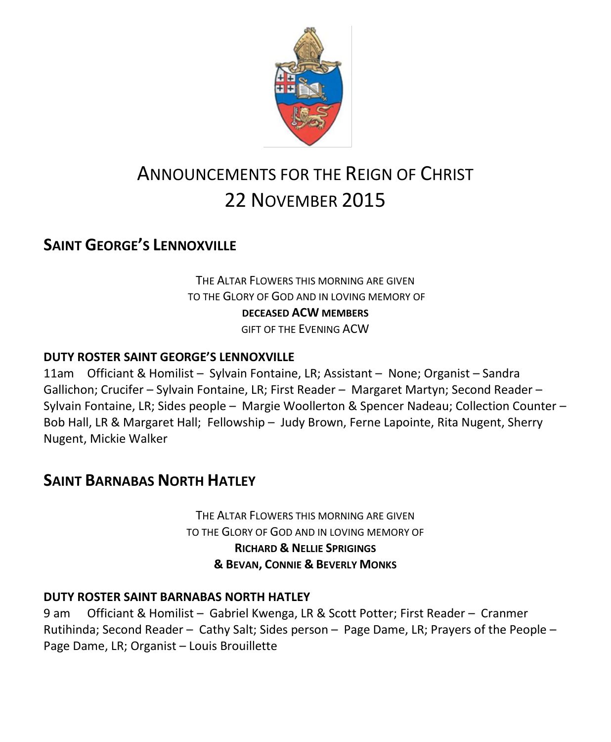# Announcements for the Reign of Christ
# 22 November 2015

## Saint George's Lennoxville

The Altar Flowers this morning are given
to the Glory of God and in loving memory of
**deceased ACW members**
gift of the Evening ACW

### DUTY ROSTER SAINT GEORGE'S LENNOXVILLE

11am Officiant & Homilist – Sylvain Fontaine, LR; Assistant – None; Organist – Sandra Gallichon; Crucifer – Sylvain Fontaine, LR; First Reader – Margaret Martyn; Second Reader – Sylvain Fontaine, LR; Sides people – Margie Woollerton & Spencer Nadeau; Collection Counter – Bob Hall, LR & Margaret Hall; Fellowship – Judy Brown, Ferne Lapointe, Rita Nugent, Sherry Nugent, Mickie Walker

## Saint Barnabas North Hatley

The Altar Flowers this morning are given
to the Glory of God and in loving memory of
**Richard & Nellie Sprigings**
**& Bevan, Connie & Beverly Monks**

### DUTY ROSTER SAINT BARNABAS NORTH HATLEY

9 am Officiant & Homilist – Gabriel Kwenga, LR & Scott Potter; First Reader – Cranmer Rutihinda; Second Reader – Cathy Salt; Sides person – Page Dame, LR; Prayers of the People – Page Dame, LR; Organist – Louis Brouillette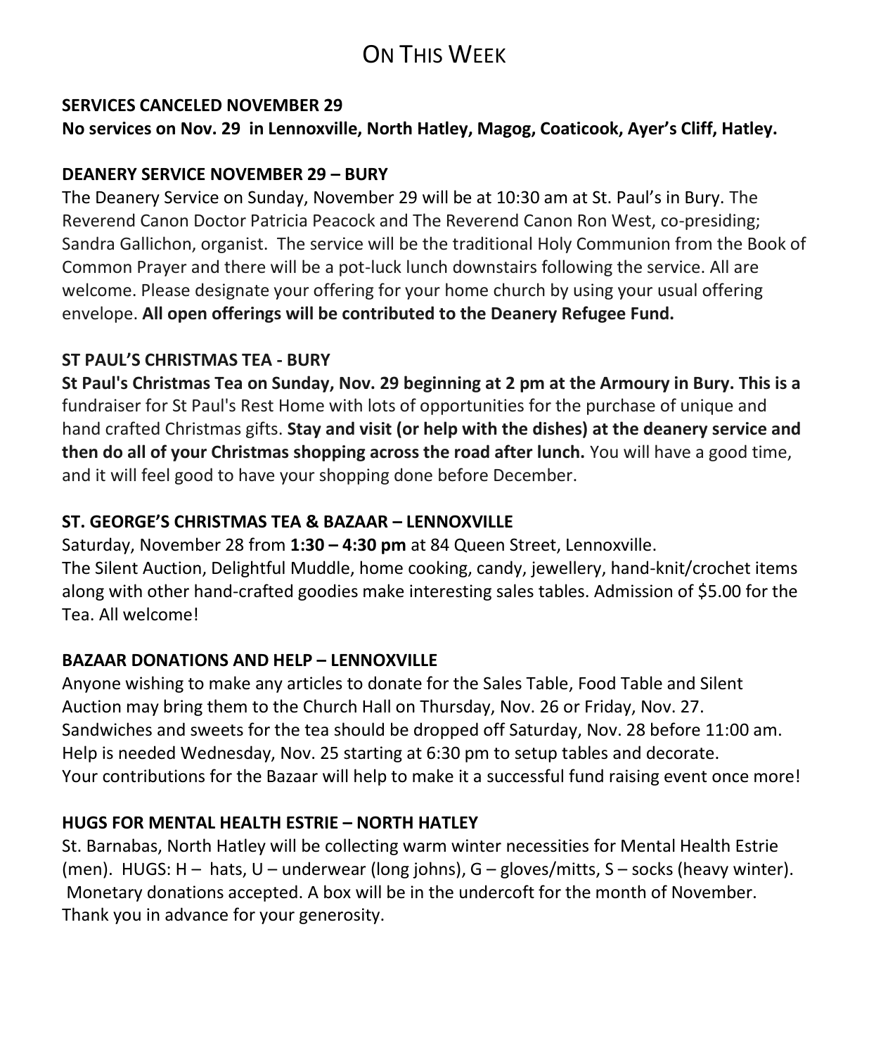# On This Week

**SERVICES CANCELED NOVEMBER 29**

**No services on Nov. 29 in Lennoxville, North Hatley, Magog, Coaticook, Ayer's Cliff, Hatley.**

**DEANERY SERVICE NOVEMBER 29 – BURY**

The Deanery Service on Sunday, November 29 will be at 10:30 am at St. Paul's in Bury. The Reverend Canon Doctor Patricia Peacock and The Reverend Canon Ron West, co-presiding; Sandra Gallichon, organist. The service will be the traditional Holy Communion from the Book of Common Prayer and there will be a pot-luck lunch downstairs following the service. All are welcome. Please designate your offering for your home church by using your usual offering envelope. **All open offerings will be contributed to the Deanery Refugee Fund.**

**ST PAUL'S CHRISTMAS TEA - BURY**

**St Paul's Christmas Tea on Sunday, Nov. 29 beginning at 2 pm at the Armoury in Bury. This is a** fundraiser for St Paul's Rest Home with lots of opportunities for the purchase of unique and hand crafted Christmas gifts. **Stay and visit (or help with the dishes) at the deanery service and then do all of your Christmas shopping across the road after lunch.** You will have a good time, and it will feel good to have your shopping done before December.

**ST. GEORGE'S CHRISTMAS TEA & BAZAAR – LENNOXVILLE**

Saturday, November 28 from **1:30 – 4:30 pm** at 84 Queen Street, Lennoxville.
The Silent Auction, Delightful Muddle, home cooking, candy, jewellery, hand-knit/crochet items along with other hand-crafted goodies make interesting sales tables. Admission of $5.00 for the Tea. All welcome!

**BAZAAR DONATIONS AND HELP – LENNOXVILLE**

Anyone wishing to make any articles to donate for the Sales Table, Food Table and Silent Auction may bring them to the Church Hall on Thursday, Nov. 26 or Friday, Nov. 27.
Sandwiches and sweets for the tea should be dropped off Saturday, Nov. 28 before 11:00 am.
Help is needed Wednesday, Nov. 25 starting at 6:30 pm to setup tables and decorate.
Your contributions for the Bazaar will help to make it a successful fund raising event once more!

**HUGS FOR MENTAL HEALTH ESTRIE – NORTH HATLEY**

St. Barnabas, North Hatley will be collecting warm winter necessities for Mental Health Estrie (men). HUGS: H – hats, U – underwear (long johns), G – gloves/mitts, S – socks (heavy winter). Monetary donations accepted. A box will be in the undercoft for the month of November. Thank you in advance for your generosity.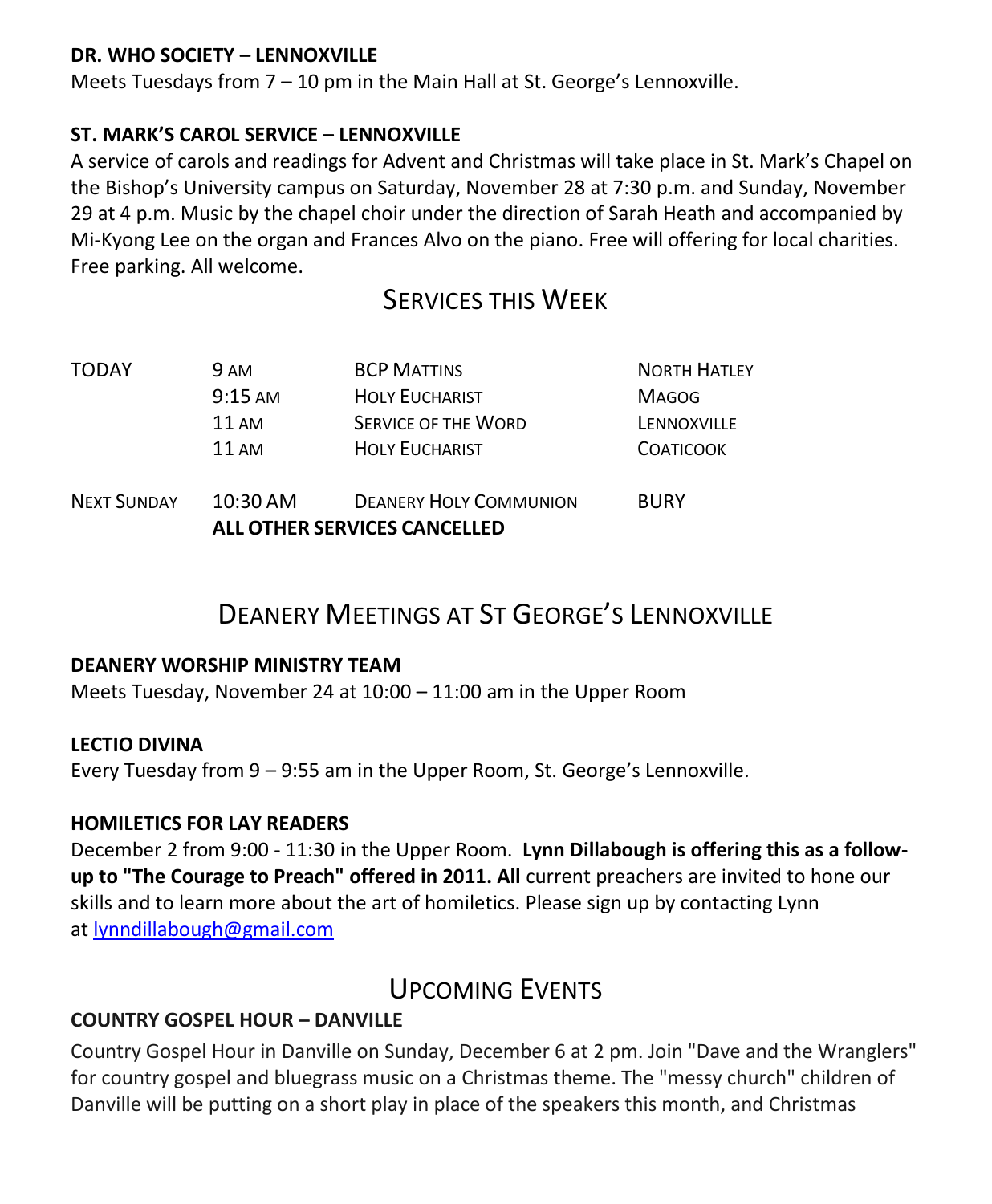**DR. WHO SOCIETY – LENNOXVILLE**

Meets Tuesdays from 7 – 10 pm in the Main Hall at St. George's Lennoxville.

**ST. MARK'S CAROL SERVICE – LENNOXVILLE**

A service of carols and readings for Advent and Christmas will take place in St. Mark's Chapel on the Bishop's University campus on Saturday, November 28 at 7:30 p.m. and Sunday, November 29 at 4 p.m. Music by the chapel choir under the direction of Sarah Heath and accompanied by Mi-Kyong Lee on the organ and Frances Alvo on the piano. Free will offering for local charities. Free parking. All welcome.

## Services this Week

| | | | |
|---|---|---|---|
| TODAY | 9 AM | BCP MATTINS | NORTH HATLEY |
| | 9:15 AM | HOLY EUCHARIST | MAGOG |
| | 11 AM | SERVICE OF THE WORD | LENNOXVILLE |
| | 11 AM | HOLY EUCHARIST | COATICOOK |
| NEXT SUNDAY | 10:30 AM | DEANERY HOLY COMMUNION | BURY |
| | **ALL OTHER SERVICES CANCELLED** | | |

## Deanery Meetings at St George's Lennoxville

**DEANERY WORSHIP MINISTRY TEAM**

Meets Tuesday, November 24 at 10:00 – 11:00 am in the Upper Room

**LECTIO DIVINA**

Every Tuesday from 9 – 9:55 am in the Upper Room, St. George's Lennoxville.

**HOMILETICS FOR LAY READERS**

December 2 from 9:00 - 11:30 in the Upper Room. **Lynn Dillabough is offering this as a follow-up to "The Courage to Preach" offered in 2011. All** current preachers are invited to hone our skills and to learn more about the art of homiletics. Please sign up by contacting Lynn at lynndillabough@gmail.com

## Upcoming Events

**COUNTRY GOSPEL HOUR – DANVILLE**

Country Gospel Hour in Danville on Sunday, December 6 at 2 pm. Join "Dave and the Wranglers" for country gospel and bluegrass music on a Christmas theme. The "messy church" children of Danville will be putting on a short play in place of the speakers this month, and Christmas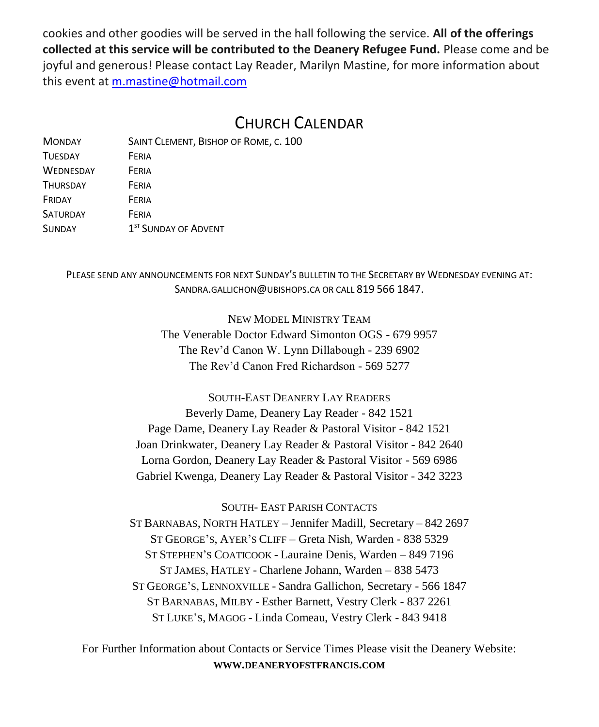cookies and other goodies will be served in the hall following the service. **All of the offerings collected at this service will be contributed to the Deanery Refugee Fund.** Please come and be joyful and generous! Please contact Lay Reader, Marilyn Mastine, for more information about this event at m.mastine@hotmail.com

## CHURCH CALENDAR

| | |
|---|---|
| MONDAY | SAINT CLEMENT, BISHOP OF ROME, C. 100 |
| TUESDAY | FERIA |
| WEDNESDAY | FERIA |
| THURSDAY | FERIA |
| FRIDAY | FERIA |
| SATURDAY | FERIA |
| SUNDAY | 1ST SUNDAY OF ADVENT |

PLEASE SEND ANY ANNOUNCEMENTS FOR NEXT SUNDAY'S BULLETIN TO THE SECRETARY BY WEDNESDAY EVENING AT: SANDRA.GALLICHON@UBISHOPS.CA OR CALL 819 566 1847.

NEW MODEL MINISTRY TEAM

The Venerable Doctor Edward Simonton OGS - 679 9957
The Rev'd Canon W. Lynn Dillabough - 239 6902
The Rev'd Canon Fred Richardson - 569 5277

SOUTH-EAST DEANERY LAY READERS

Beverly Dame, Deanery Lay Reader - 842 1521
Page Dame, Deanery Lay Reader & Pastoral Visitor - 842 1521
Joan Drinkwater, Deanery Lay Reader & Pastoral Visitor - 842 2640
Lorna Gordon, Deanery Lay Reader & Pastoral Visitor - 569 6986
Gabriel Kwenga, Deanery Lay Reader & Pastoral Visitor - 342 3223

SOUTH- EAST PARISH CONTACTS

ST BARNABAS, NORTH HATLEY – Jennifer Madill, Secretary – 842 2697
ST GEORGE'S, AYER'S CLIFF – Greta Nish, Warden - 838 5329
ST STEPHEN'S COATICOOK - Lauraine Denis, Warden – 849 7196
ST JAMES, HATLEY - Charlene Johann, Warden – 838 5473
ST GEORGE'S, LENNOXVILLE - Sandra Gallichon, Secretary - 566 1847
ST BARNABAS, MILBY - Esther Barnett, Vestry Clerk - 837 2261
ST LUKE'S, MAGOG - Linda Comeau, Vestry Clerk - 843 9418

For Further Information about Contacts or Service Times Please visit the Deanery Website:
**WWW.DEANERYOFSTFRANCIS.COM**